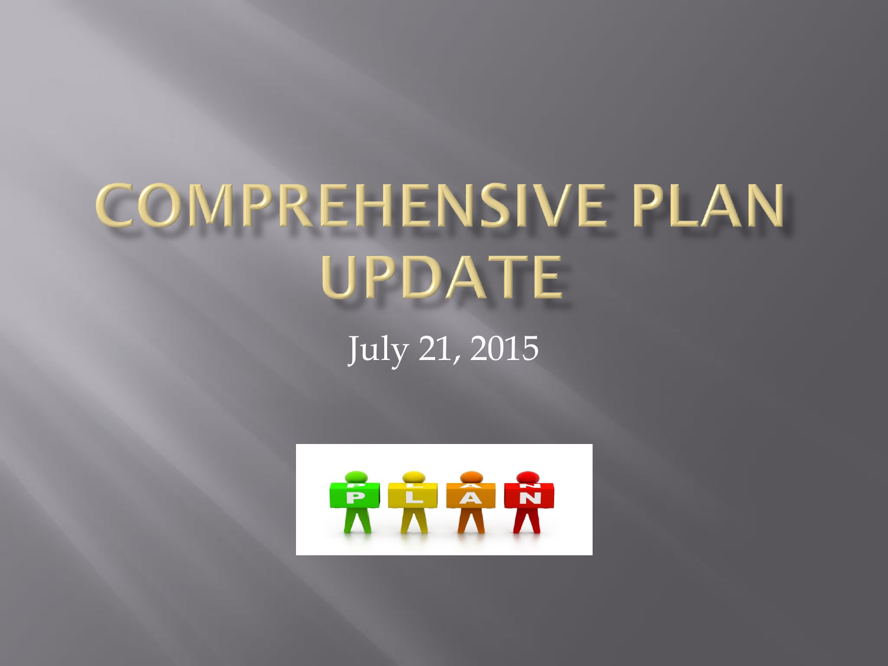# COMPREHENSIVE PLAN UPDATE

July 21, 2015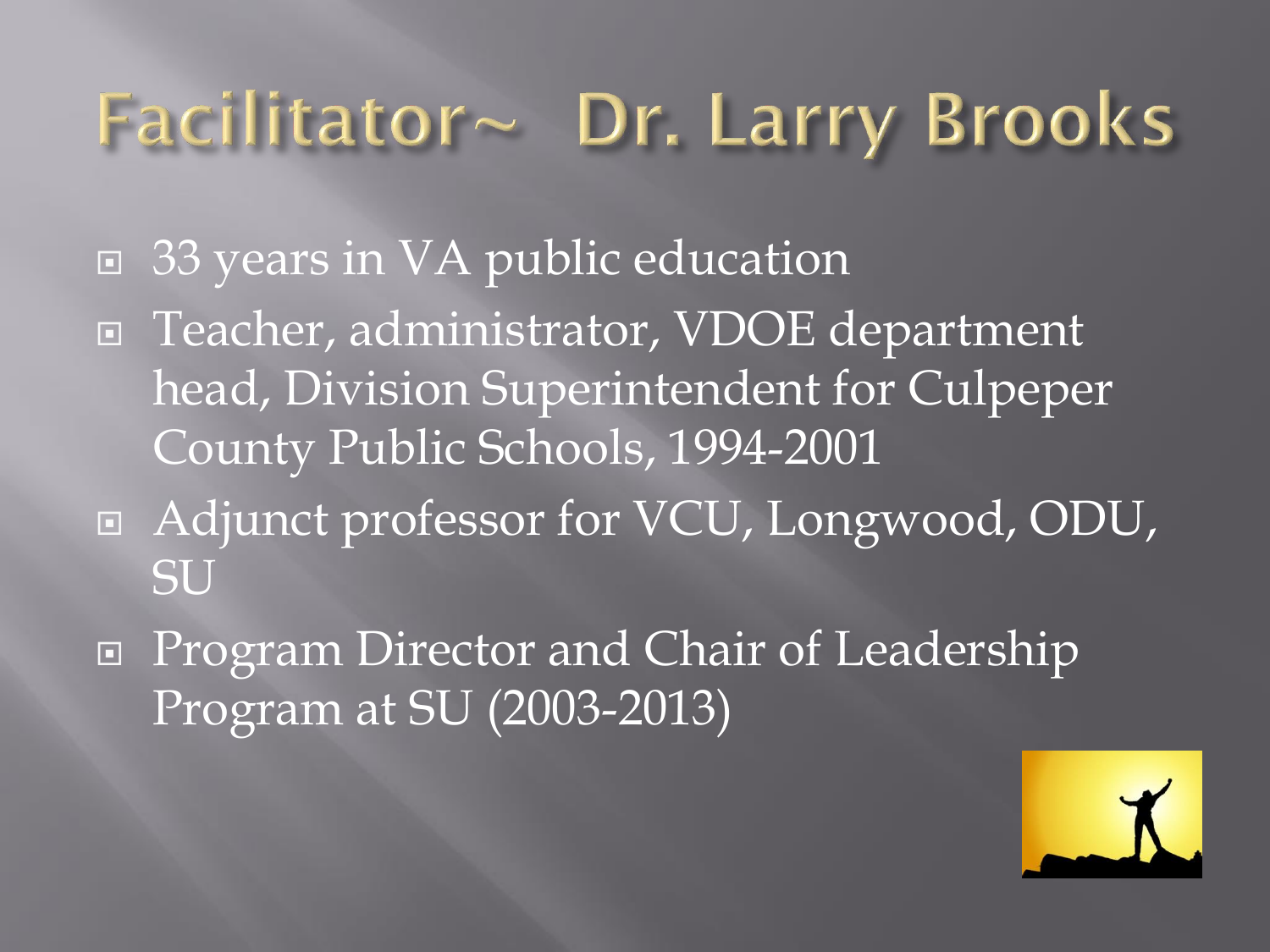# Facilitator~ Dr. Larry Brooks

- 33 years in VA public education
- Teacher, administrator, VDOE department head, Division Superintendent for Culpeper County Public Schools, 1994-2001
- Adjunct professor for VCU, Longwood, ODU, SU
- Program Director and Chair of Leadership Program at SU (2003-2013)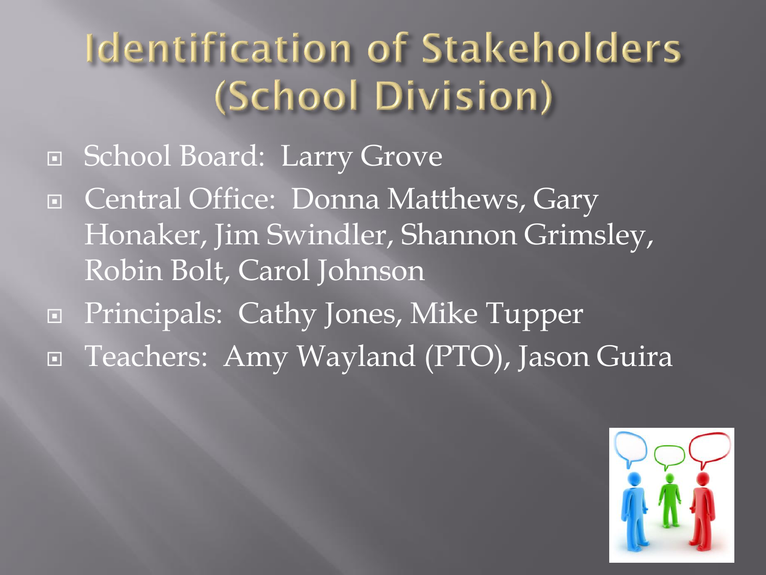# Identification of Stakeholders (School Division)

- School Board: Larry Grove
- Central Office: Donna Matthews, Gary Honaker, Jim Swindler, Shannon Grimsley, Robin Bolt, Carol Johnson
- Principals: Cathy Jones, Mike Tupper
- Teachers: Amy Wayland (PTO), Jason Guira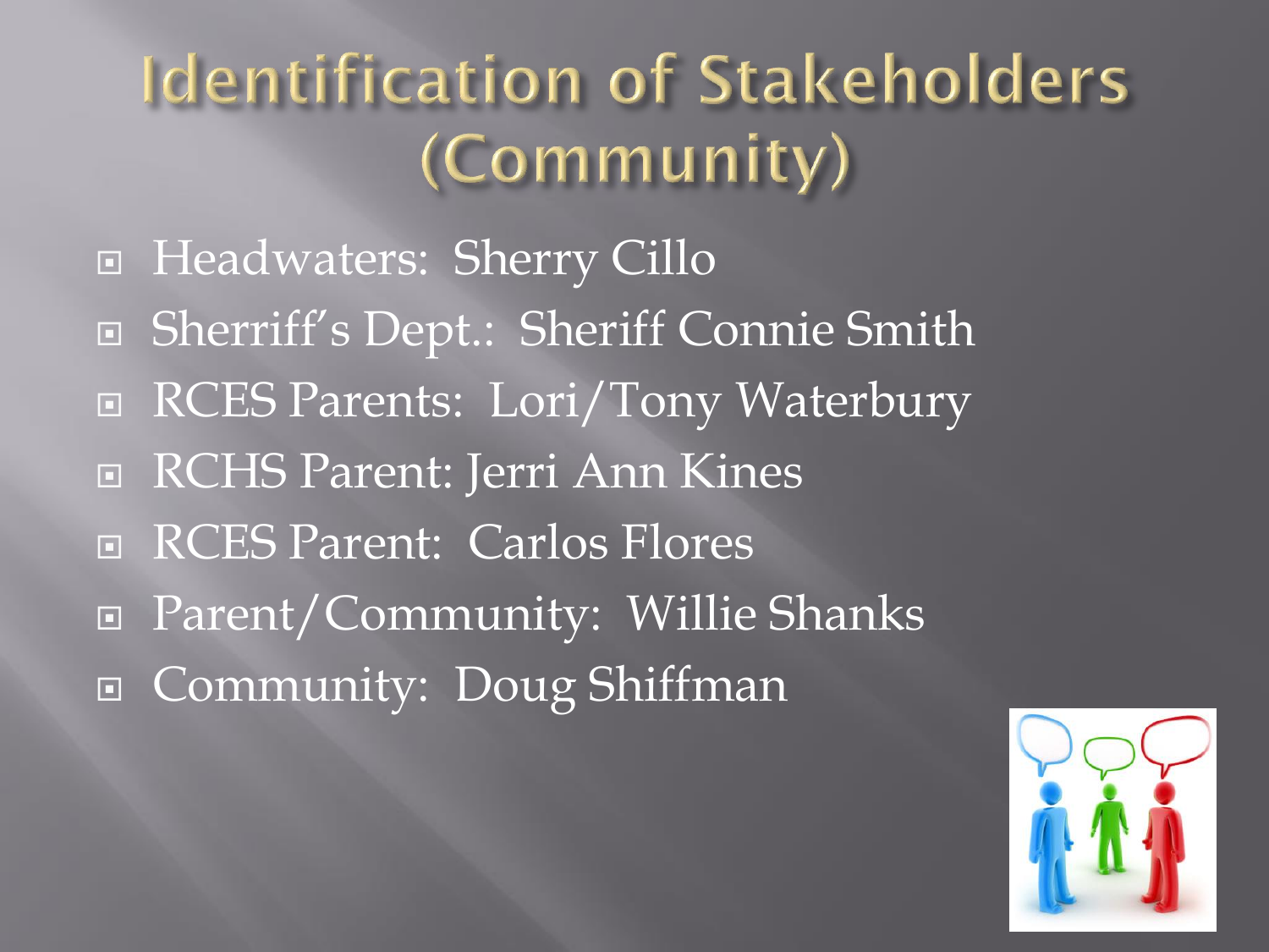# Identification of Stakeholders (Community)

- Headwaters: Sherry Cillo
- Sherriff's Dept.: Sheriff Connie Smith
- RCES Parents: Lori/Tony Waterbury
- RCHS Parent: Jerri Ann Kines
- RCES Parent: Carlos Flores
- Parent/Community: Willie Shanks
- Community: Doug Shiffman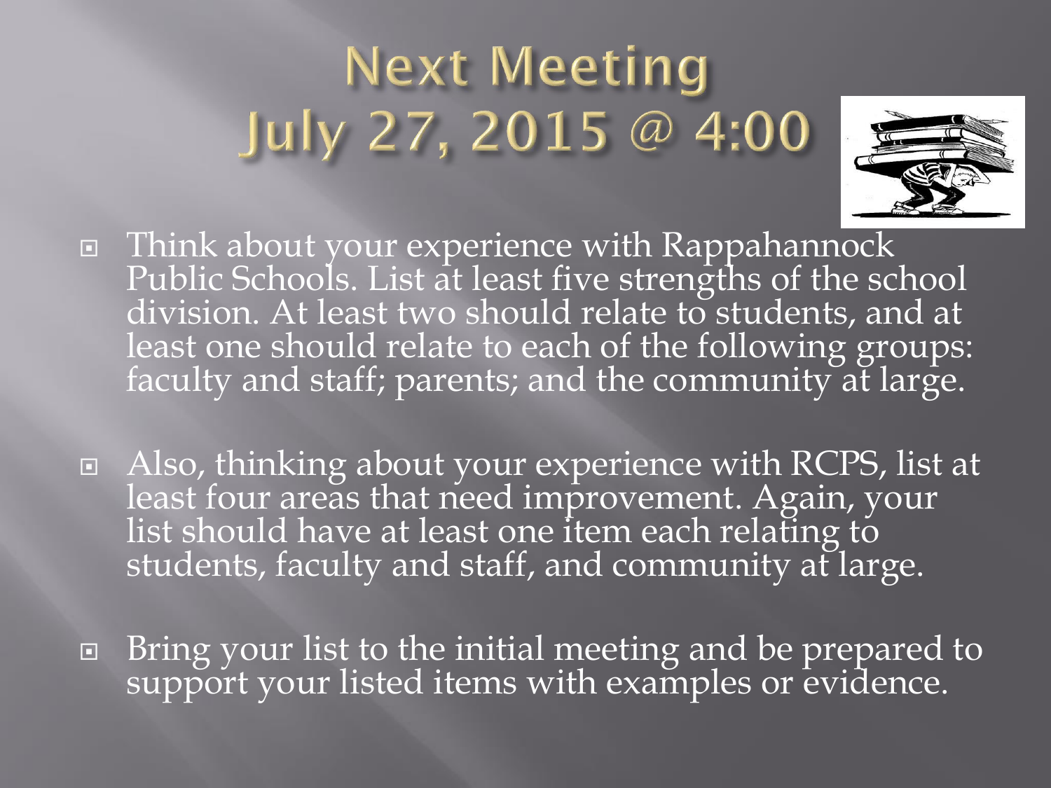# Next Meeting
# July 27, 2015 @ 4:00

- Think about your experience with Rappahannock Public Schools. List at least five strengths of the school division. At least two should relate to students, and at least one should relate to each of the following groups: faculty and staff; parents; and the community at large.

- Also, thinking about your experience with RCPS, list at least four areas that need improvement. Again, your list should have at least one item each relating to students, faculty and staff, and community at large.

- Bring your list to the initial meeting and be prepared to support your listed items with examples or evidence.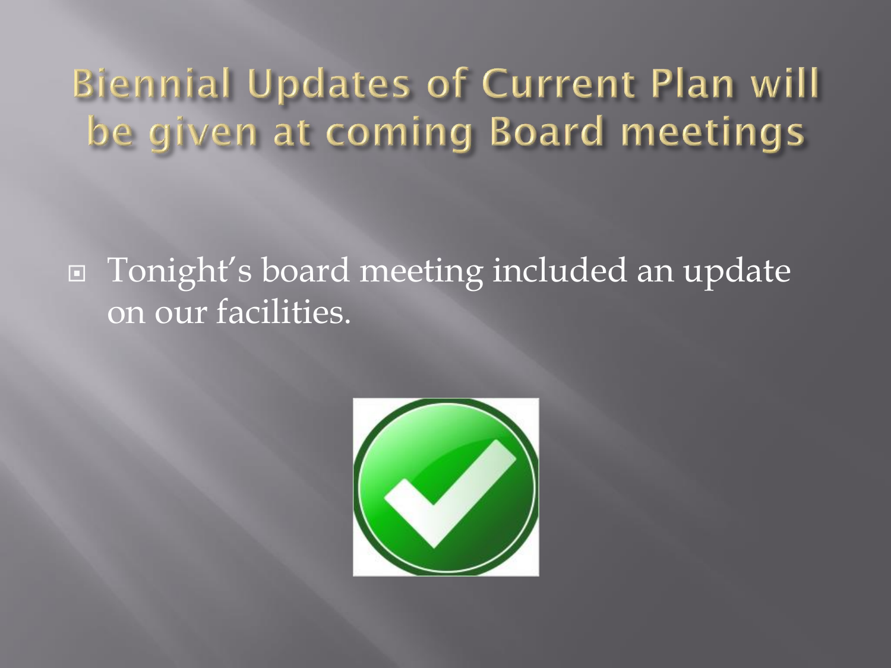# Biennial Updates of Current Plan will be given at coming Board meetings

- Tonight's board meeting included an update on our facilities.